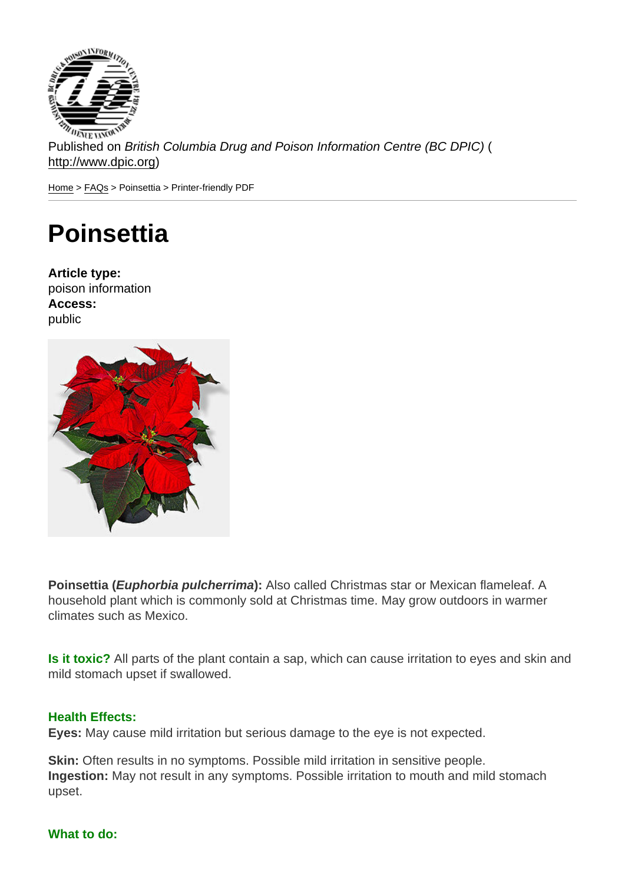Published on *British Columbia Drug and Poison Information Centre (BC DPIC)* (http://www.dpic.org)

Home > FAQs > Poinsettia > Printer-friendly PDF

# Poinsettia

**Article type:**
poison information
**Access:**
public

**Poinsettia (*Euphorbia pulcherrima*):** Also called Christmas star or Mexican flameleaf. A household plant which is commonly sold at Christmas time. May grow outdoors in warmer climates such as Mexico.

**Is it toxic?** All parts of the plant contain a sap, which can cause irritation to eyes and skin and mild stomach upset if swallowed.

**Health Effects:**
**Eyes:** May cause mild irritation but serious damage to the eye is not expected.

**Skin:** Often results in no symptoms. Possible mild irritation in sensitive people.
**Ingestion:** May not result in any symptoms. Possible irritation to mouth and mild stomach upset.

**What to do:**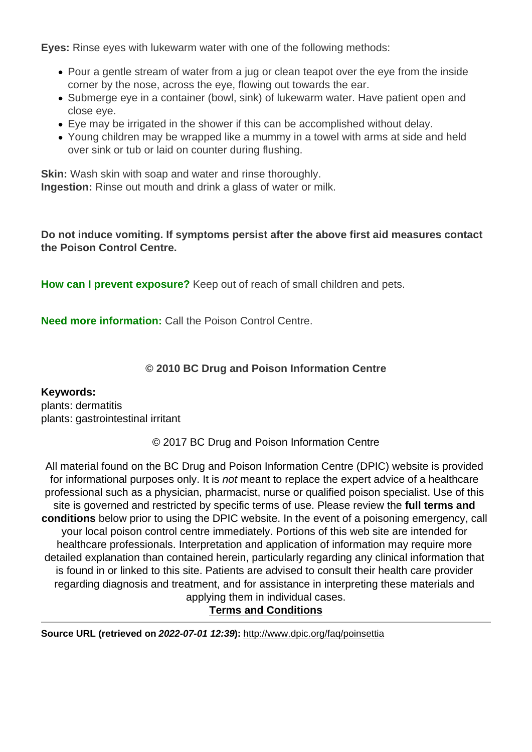**Eyes:** Rinse eyes with lukewarm water with one of the following methods:

- Pour a gentle stream of water from a jug or clean teapot over the eye from the inside corner by the nose, across the eye, flowing out towards the ear.
- Submerge eye in a container (bowl, sink) of lukewarm water. Have patient open and close eye.
- Eye may be irrigated in the shower if this can be accomplished without delay.
- Young children may be wrapped like a mummy in a towel with arms at side and held over sink or tub or laid on counter during flushing.

**Skin:** Wash skin with soap and water and rinse thoroughly.
**Ingestion:** Rinse out mouth and drink a glass of water or milk.

**Do not induce vomiting. If symptoms persist after the above first aid measures contact the Poison Control Centre.**

**How can I prevent exposure?** Keep out of reach of small children and pets.

**Need more information:** Call the Poison Control Centre.

**© 2010 BC Drug and Poison Information Centre**

**Keywords:**
plants: dermatitis
plants: gastrointestinal irritant

© 2017 BC Drug and Poison Information Centre

All material found on the BC Drug and Poison Information Centre (DPIC) website is provided for informational purposes only. It is *not* meant to replace the expert advice of a healthcare professional such as a physician, pharmacist, nurse or qualified poison specialist. Use of this site is governed and restricted by specific terms of use. Please review the **full terms and conditions** below prior to using the DPIC website. In the event of a poisoning emergency, call your local poison control centre immediately. Portions of this web site are intended for healthcare professionals. Interpretation and application of information may require more detailed explanation than contained herein, particularly regarding any clinical information that is found in or linked to this site. Patients are advised to consult their health care provider regarding diagnosis and treatment, and for assistance in interpreting these materials and applying them in individual cases.
**Terms and Conditions**

**Source URL (retrieved on *2022-07-01 12:39*):** http://www.dpic.org/faq/poinsettia